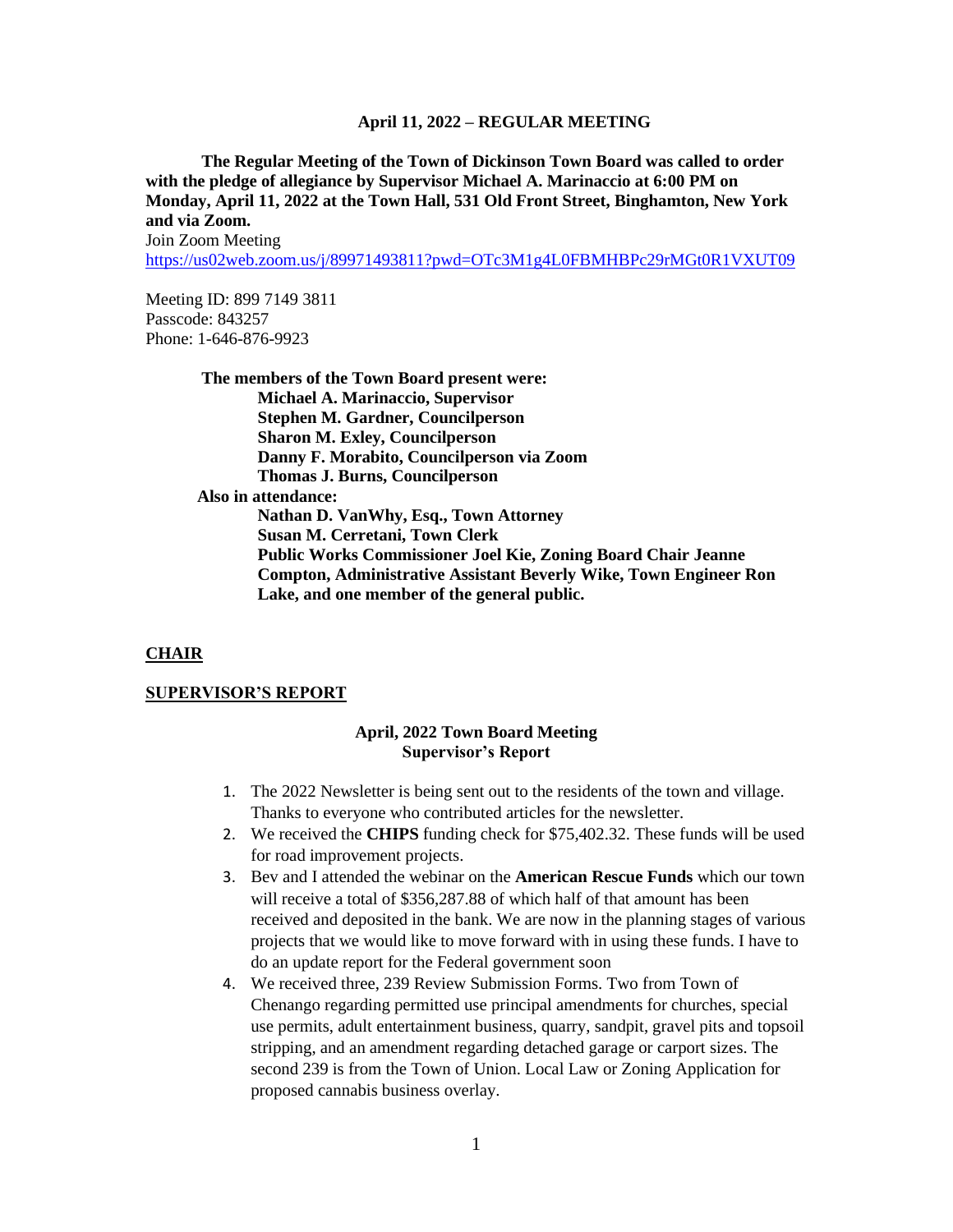**April 11, 2022 – REGULAR MEETING**

**The Regular Meeting of the Town of Dickinson Town Board was called to order with the pledge of allegiance by Supervisor Michael A. Marinaccio at 6:00 PM on Monday, April 11, 2022 at the Town Hall, 531 Old Front Street, Binghamton, New York and via Zoom.**

Join Zoom Meeting
https://us02web.zoom.us/j/89971493811?pwd=OTc3M1g4L0FBMHBPc29rMGt0R1VXUT09

Meeting ID: 899 7149 3811
Passcode: 843257
Phone: 1-646-876-9923

**The members of the Town Board present were:**
**Michael A. Marinaccio, Supervisor**
**Stephen M. Gardner, Councilperson**
**Sharon M. Exley, Councilperson**
**Danny F. Morabito, Councilperson via Zoom**
**Thomas J. Burns, Councilperson**

**Also in attendance:**
**Nathan D. VanWhy, Esq., Town Attorney**
**Susan M. Cerretani, Town Clerk**
**Public Works Commissioner Joel Kie, Zoning Board Chair Jeanne Compton, Administrative Assistant Beverly Wike, Town Engineer Ron Lake, and one member of the general public.**

## CHAIR

## SUPERVISOR'S REPORT

**April, 2022 Town Board Meeting**
**Supervisor's Report**

1. The 2022 Newsletter is being sent out to the residents of the town and village. Thanks to everyone who contributed articles for the newsletter.
2. We received the **CHIPS** funding check for $75,402.32. These funds will be used for road improvement projects.
3. Bev and I attended the webinar on the **American Rescue Funds** which our town will receive a total of $356,287.88 of which half of that amount has been received and deposited in the bank. We are now in the planning stages of various projects that we would like to move forward with in using these funds. I have to do an update report for the Federal government soon
4. We received three, 239 Review Submission Forms. Two from Town of Chenango regarding permitted use principal amendments for churches, special use permits, adult entertainment business, quarry, sandpit, gravel pits and topsoil stripping, and an amendment regarding detached garage or carport sizes. The second 239 is from the Town of Union. Local Law or Zoning Application for proposed cannabis business overlay.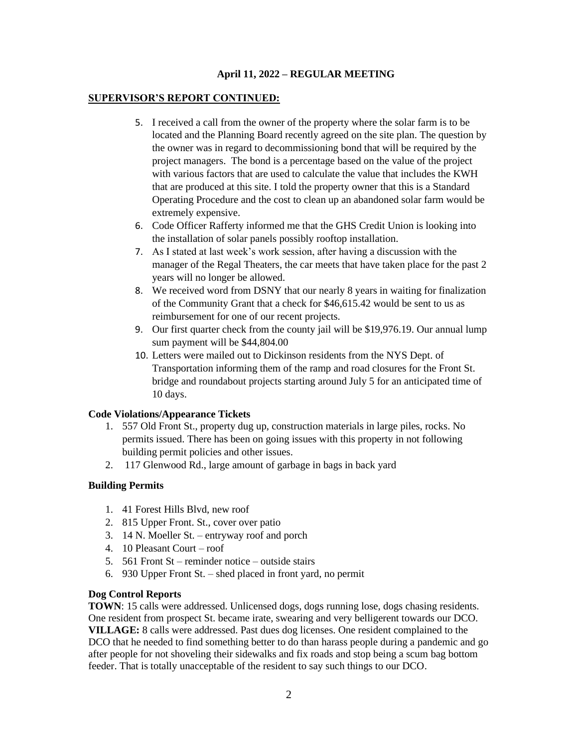**April 11, 2022 – REGULAR MEETING**

**SUPERVISOR'S REPORT CONTINUED:**

5. I received a call from the owner of the property where the solar farm is to be located and the Planning Board recently agreed on the site plan. The question by the owner was in regard to decommissioning bond that will be required by the project managers. The bond is a percentage based on the value of the project with various factors that are used to calculate the value that includes the KWH that are produced at this site. I told the property owner that this is a Standard Operating Procedure and the cost to clean up an abandoned solar farm would be extremely expensive.
6. Code Officer Rafferty informed me that the GHS Credit Union is looking into the installation of solar panels possibly rooftop installation.
7. As I stated at last week's work session, after having a discussion with the manager of the Regal Theaters, the car meets that have taken place for the past 2 years will no longer be allowed.
8. We received word from DSNY that our nearly 8 years in waiting for finalization of the Community Grant that a check for $46,615.42 would be sent to us as reimbursement for one of our recent projects.
9. Our first quarter check from the county jail will be $19,976.19. Our annual lump sum payment will be $44,804.00
10. Letters were mailed out to Dickinson residents from the NYS Dept. of Transportation informing them of the ramp and road closures for the Front St. bridge and roundabout projects starting around July 5 for an anticipated time of 10 days.

**Code Violations/Appearance Tickets**

1. 557 Old Front St., property dug up, construction materials in large piles, rocks. No permits issued. There has been on going issues with this property in not following building permit policies and other issues.
2. 117 Glenwood Rd., large amount of garbage in bags in back yard

**Building Permits**

1. 41 Forest Hills Blvd, new roof
2. 815 Upper Front. St., cover over patio
3. 14 N. Moeller St. – entryway roof and porch
4. 10 Pleasant Court – roof
5. 561 Front St – reminder notice – outside stairs
6. 930 Upper Front St. – shed placed in front yard, no permit

**Dog Control Reports**

**TOWN**: 15 calls were addressed. Unlicensed dogs, dogs running lose, dogs chasing residents. One resident from prospect St. became irate, swearing and very belligerent towards our DCO.
**VILLAGE:** 8 calls were addressed. Past dues dog licenses. One resident complained to the DCO that he needed to find something better to do than harass people during a pandemic and go after people for not shoveling their sidewalks and fix roads and stop being a scum bag bottom feeder. That is totally unacceptable of the resident to say such things to our DCO.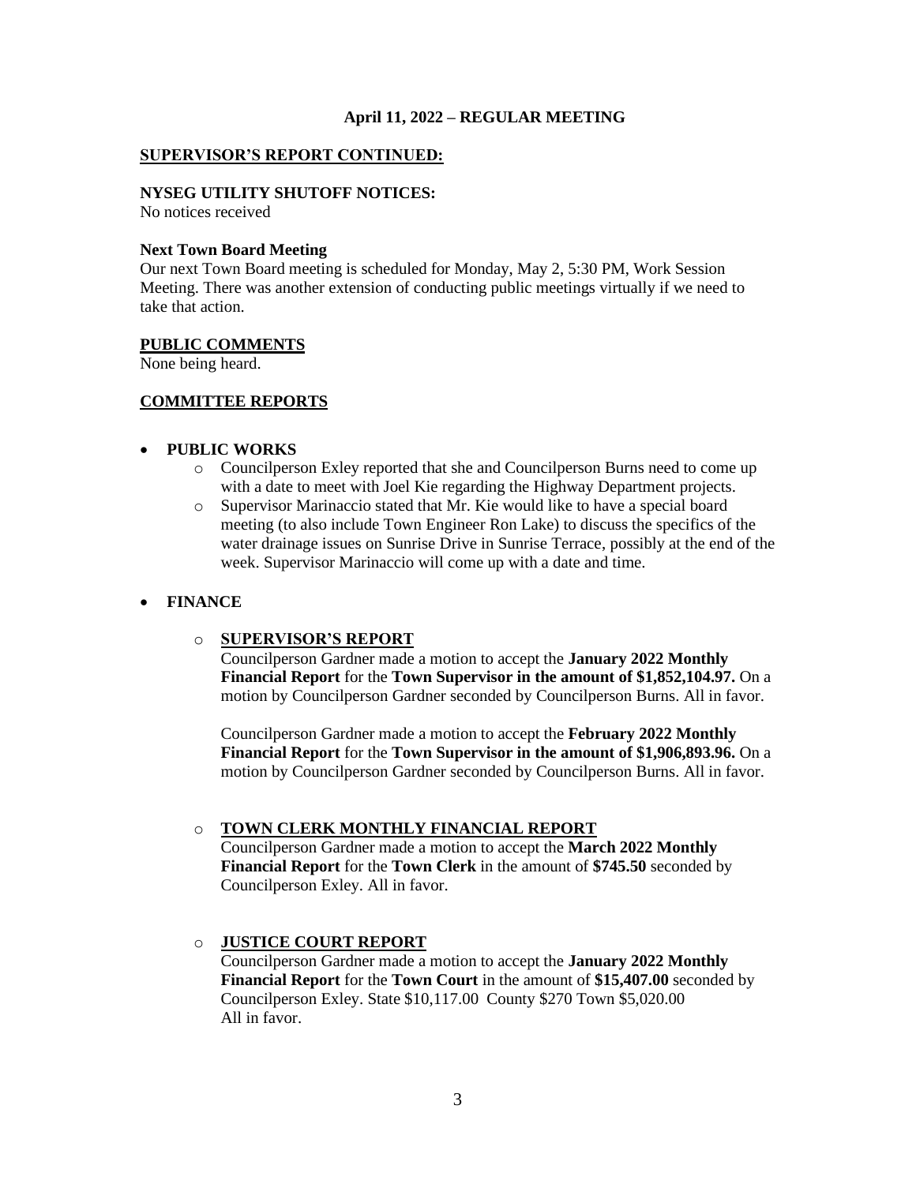**April 11, 2022 – REGULAR MEETING**

## SUPERVISOR'S REPORT CONTINUED:

**NYSEG UTILITY SHUTOFF NOTICES:**
No notices received

**Next Town Board Meeting**
Our next Town Board meeting is scheduled for Monday, May 2, 5:30 PM, Work Session Meeting. There was another extension of conducting public meetings virtually if we need to take that action.

## PUBLIC COMMENTS

None being heard.

## COMMITTEE REPORTS

- **PUBLIC WORKS**
  - Councilperson Exley reported that she and Councilperson Burns need to come up with a date to meet with Joel Kie regarding the Highway Department projects.
  - Supervisor Marinaccio stated that Mr. Kie would like to have a special board meeting (to also include Town Engineer Ron Lake) to discuss the specifics of the water drainage issues on Sunrise Drive in Sunrise Terrace, possibly at the end of the week. Supervisor Marinaccio will come up with a date and time.

- **FINANCE**
  - **SUPERVISOR'S REPORT**

    Councilperson Gardner made a motion to accept the **January 2022 Monthly Financial Report** for the **Town Supervisor in the amount of $1,852,104.97.** On a motion by Councilperson Gardner seconded by Councilperson Burns. All in favor.

    Councilperson Gardner made a motion to accept the **February 2022 Monthly Financial Report** for the **Town Supervisor in the amount of $1,906,893.96.** On a motion by Councilperson Gardner seconded by Councilperson Burns. All in favor.

  - **TOWN CLERK MONTHLY FINANCIAL REPORT**

    Councilperson Gardner made a motion to accept the **March 2022 Monthly Financial Report** for the **Town Clerk** in the amount of **$745.50** seconded by Councilperson Exley. All in favor.

  - **JUSTICE COURT REPORT**

    Councilperson Gardner made a motion to accept the **January 2022 Monthly Financial Report** for the **Town Court** in the amount of **$15,407.00** seconded by Councilperson Exley. State $10,117.00 County $270 Town $5,020.00
    All in favor.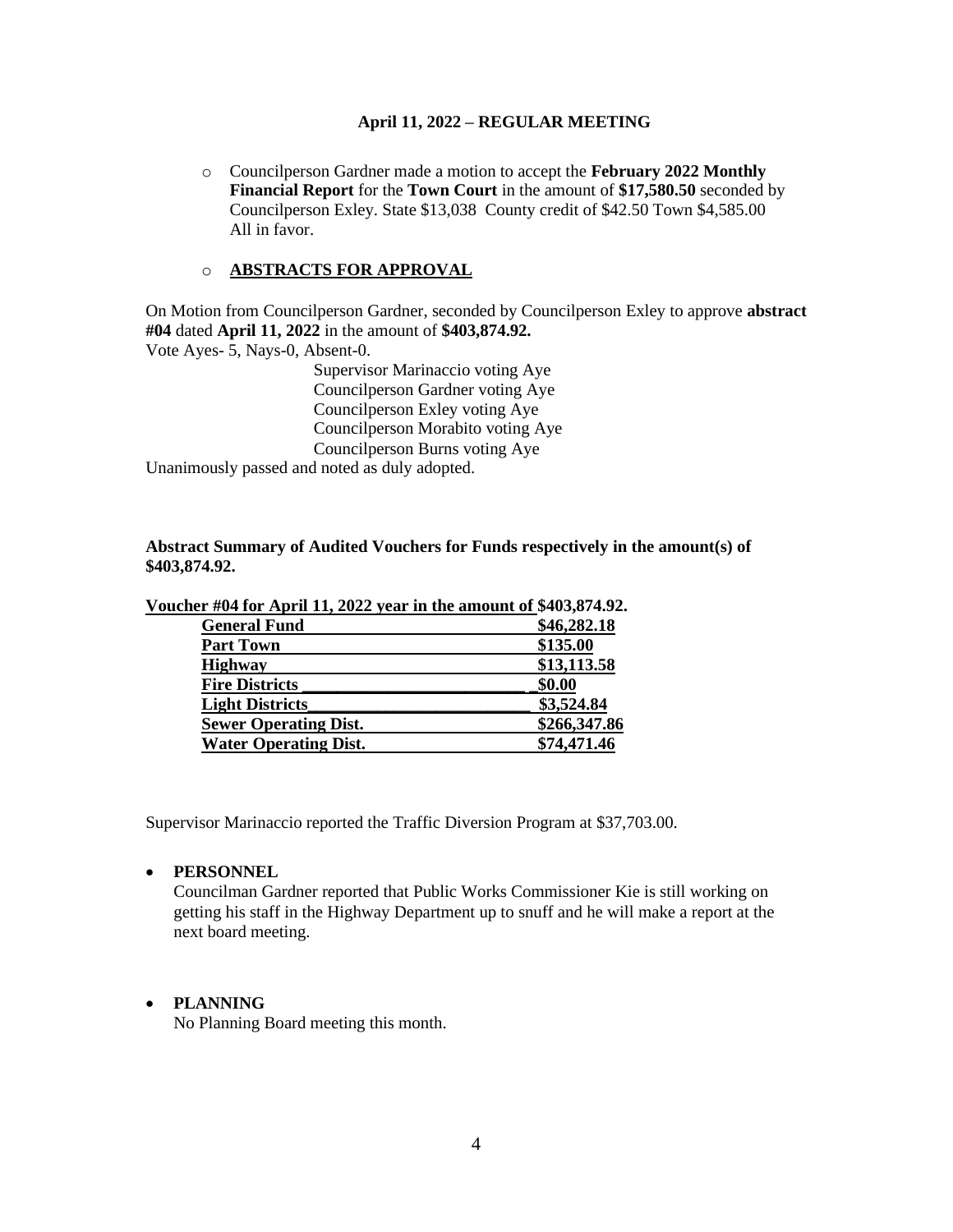**April 11, 2022 – REGULAR MEETING**

- Councilperson Gardner made a motion to accept the **February 2022 Monthly Financial Report** for the **Town Court** in the amount of **$17,580.50** seconded by Councilperson Exley. State $13,038 County credit of $42.50 Town $4,585.00 All in favor.

- **ABSTRACTS FOR APPROVAL**

On Motion from Councilperson Gardner, seconded by Councilperson Exley to approve **abstract #04** dated **April 11, 2022** in the amount of **$403,874.92.**

Vote Ayes- 5, Nays-0, Absent-0.

Supervisor Marinaccio voting Aye
Councilperson Gardner voting Aye
Councilperson Exley voting Aye
Councilperson Morabito voting Aye
Councilperson Burns voting Aye

Unanimously passed and noted as duly adopted.

**Abstract Summary of Audited Vouchers for Funds respectively in the amount(s) of $403,874.92.**

**Voucher #04 for April 11, 2022 year in the amount of $403,874.92.**

| Fund | Amount |
|---|---|
| **General Fund** | **$46,282.18** |
| **Part Town** | **$135.00** |
| **Highway** | **$13,113.58** |
| **Fire Districts** | **$0.00** |
| **Light Districts** | **$3,524.84** |
| **Sewer Operating Dist.** | **$266,347.86** |
| **Water Operating Dist.** | **$74,471.46** |

Supervisor Marinaccio reported the Traffic Diversion Program at $37,703.00.

- **PERSONNEL**
  Councilman Gardner reported that Public Works Commissioner Kie is still working on getting his staff in the Highway Department up to snuff and he will make a report at the next board meeting.

- **PLANNING**
  No Planning Board meeting this month.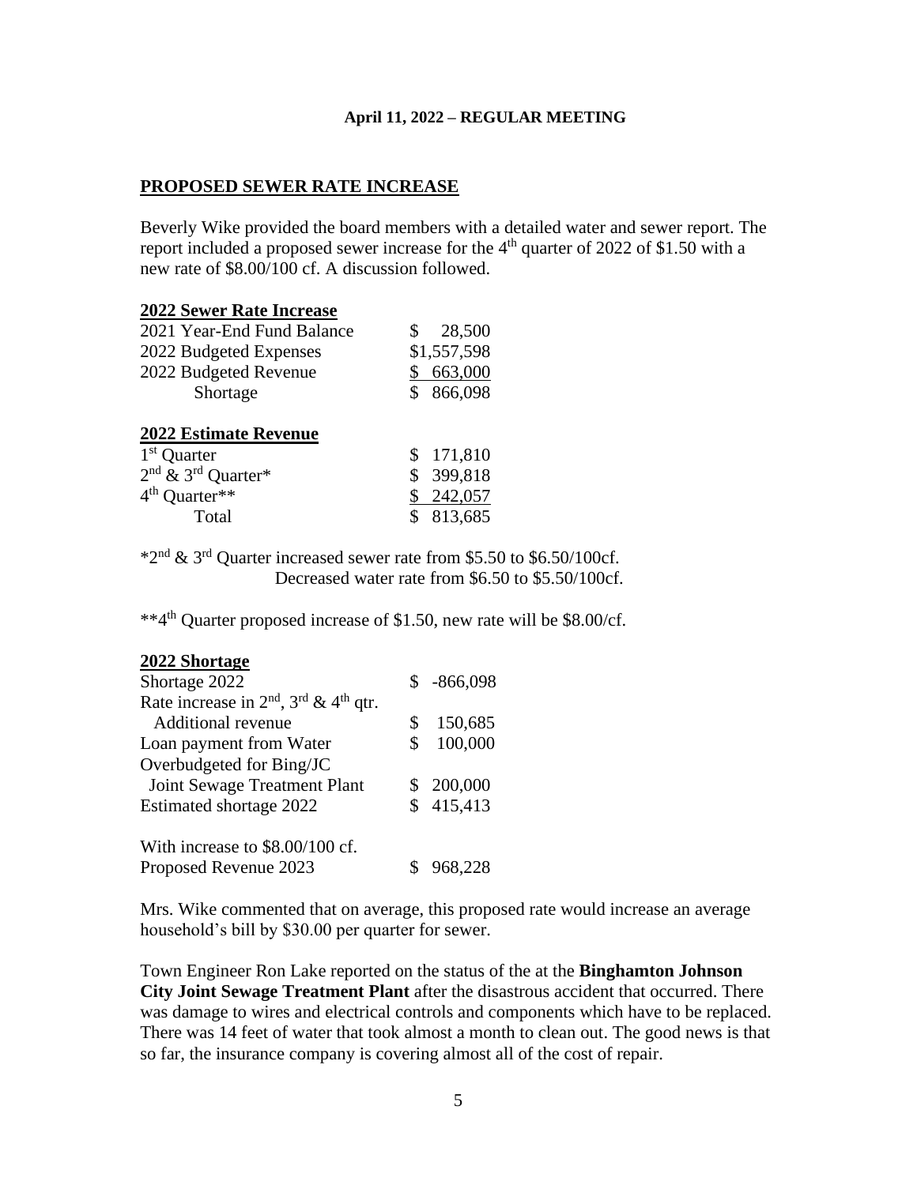**April 11, 2022 – REGULAR MEETING**

## PROPOSED SEWER RATE INCREASE

Beverly Wike provided the board members with a detailed water and sewer report. The report included a proposed sewer increase for the 4th quarter of 2022 of $1.50 with a new rate of $8.00/100 cf. A discussion followed.

**2022 Sewer Rate Increase**

| | |
|---|---|
| 2021 Year-End Fund Balance | $ 28,500 |
| 2022 Budgeted Expenses | $1,557,598 |
| 2022 Budgeted Revenue | $ 663,000 |
| Shortage | $ 866,098 |

**2022 Estimate Revenue**

| | |
|---|---|
| 1st Quarter | $ 171,810 |
| 2nd & 3rd Quarter* | $ 399,818 |
| 4th Quarter** | $ 242,057 |
| Total | $ 813,685 |

*2nd & 3rd Quarter increased sewer rate from $5.50 to $6.50/100cf.
Decreased water rate from $6.50 to $5.50/100cf.

**4th Quarter proposed increase of $1.50, new rate will be $8.00/cf.

**2022 Shortage**

| | |
|---|---|
| Shortage 2022 | $ -866,098 |
| Rate increase in 2nd, 3rd & 4th qtr. Additional revenue | $ 150,685 |
| Loan payment from Water | $ 100,000 |
| Overbudgeted for Bing/JC Joint Sewage Treatment Plant | $ 200,000 |
| Estimated shortage 2022 | $ 415,413 |
| | |
| With increase to $8.00/100 cf. Proposed Revenue 2023 | $ 968,228 |

Mrs. Wike commented that on average, this proposed rate would increase an average household's bill by $30.00 per quarter for sewer.

Town Engineer Ron Lake reported on the status of the at the **Binghamton Johnson City Joint Sewage Treatment Plant** after the disastrous accident that occurred. There was damage to wires and electrical controls and components which have to be replaced. There was 14 feet of water that took almost a month to clean out. The good news is that so far, the insurance company is covering almost all of the cost of repair.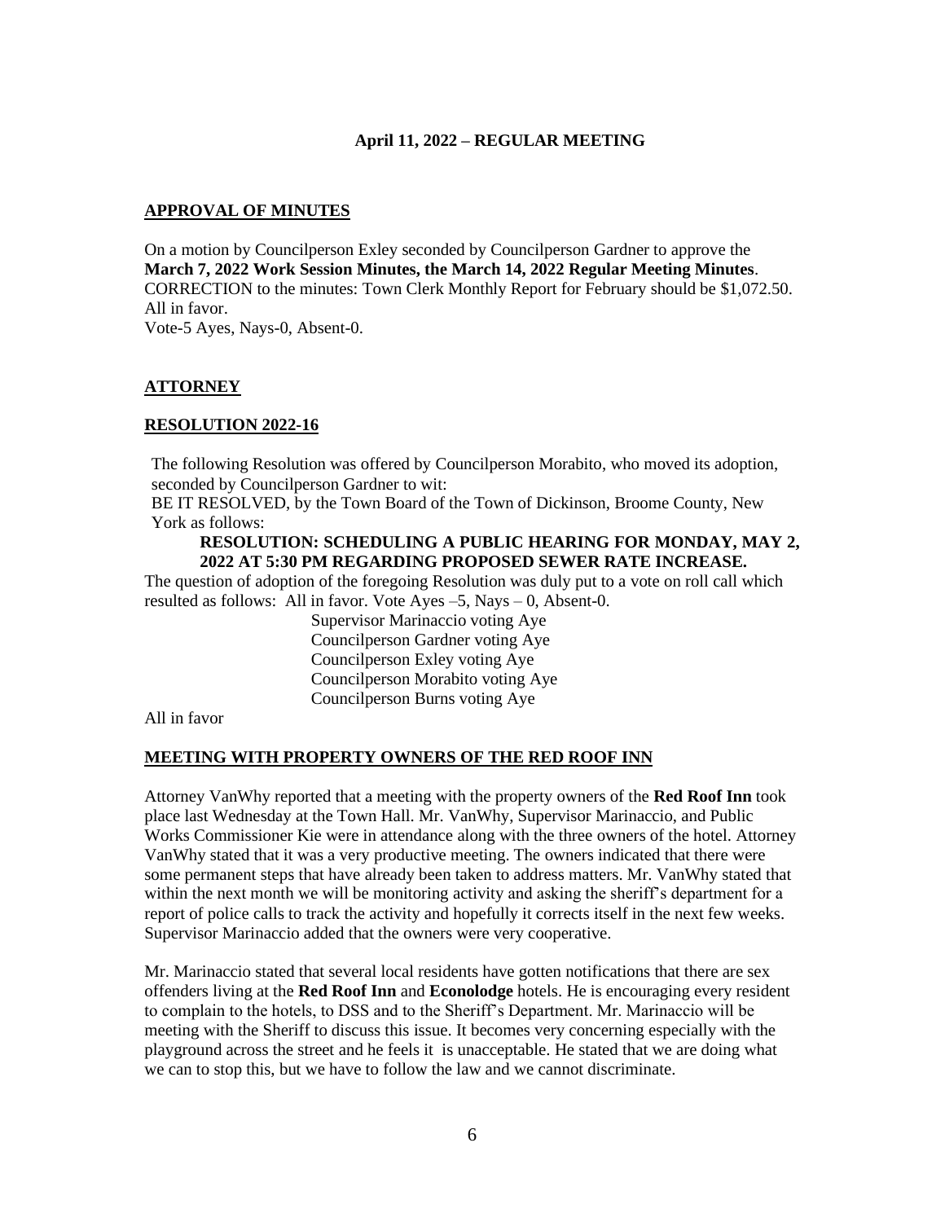**April 11, 2022 – REGULAR MEETING**

**APPROVAL OF MINUTES**

On a motion by Councilperson Exley seconded by Councilperson Gardner to approve the **March 7, 2022 Work Session Minutes, the March 14, 2022 Regular Meeting Minutes**. CORRECTION to the minutes: Town Clerk Monthly Report for February should be $1,072.50. All in favor.
Vote-5 Ayes, Nays-0, Absent-0.

**ATTORNEY**

**RESOLUTION 2022-16**

The following Resolution was offered by Councilperson Morabito, who moved its adoption, seconded by Councilperson Gardner to wit:
BE IT RESOLVED, by the Town Board of the Town of Dickinson, Broome County, New York as follows:

**RESOLUTION: SCHEDULING A PUBLIC HEARING FOR MONDAY, MAY 2, 2022 AT 5:30 PM REGARDING PROPOSED SEWER RATE INCREASE.**

The question of adoption of the foregoing Resolution was duly put to a vote on roll call which resulted as follows: All in favor. Vote Ayes –5, Nays – 0, Absent-0.

Supervisor Marinaccio voting Aye
Councilperson Gardner voting Aye
Councilperson Exley voting Aye
Councilperson Morabito voting Aye
Councilperson Burns voting Aye

All in favor

**MEETING WITH PROPERTY OWNERS OF THE RED ROOF INN**

Attorney VanWhy reported that a meeting with the property owners of the **Red Roof Inn** took place last Wednesday at the Town Hall. Mr. VanWhy, Supervisor Marinaccio, and Public Works Commissioner Kie were in attendance along with the three owners of the hotel. Attorney VanWhy stated that it was a very productive meeting. The owners indicated that there were some permanent steps that have already been taken to address matters. Mr. VanWhy stated that within the next month we will be monitoring activity and asking the sheriff's department for a report of police calls to track the activity and hopefully it corrects itself in the next few weeks. Supervisor Marinaccio added that the owners were very cooperative.

Mr. Marinaccio stated that several local residents have gotten notifications that there are sex offenders living at the **Red Roof Inn** and **Econolodge** hotels. He is encouraging every resident to complain to the hotels, to DSS and to the Sheriff's Department. Mr. Marinaccio will be meeting with the Sheriff to discuss this issue. It becomes very concerning especially with the playground across the street and he feels it is unacceptable. He stated that we are doing what we can to stop this, but we have to follow the law and we cannot discriminate.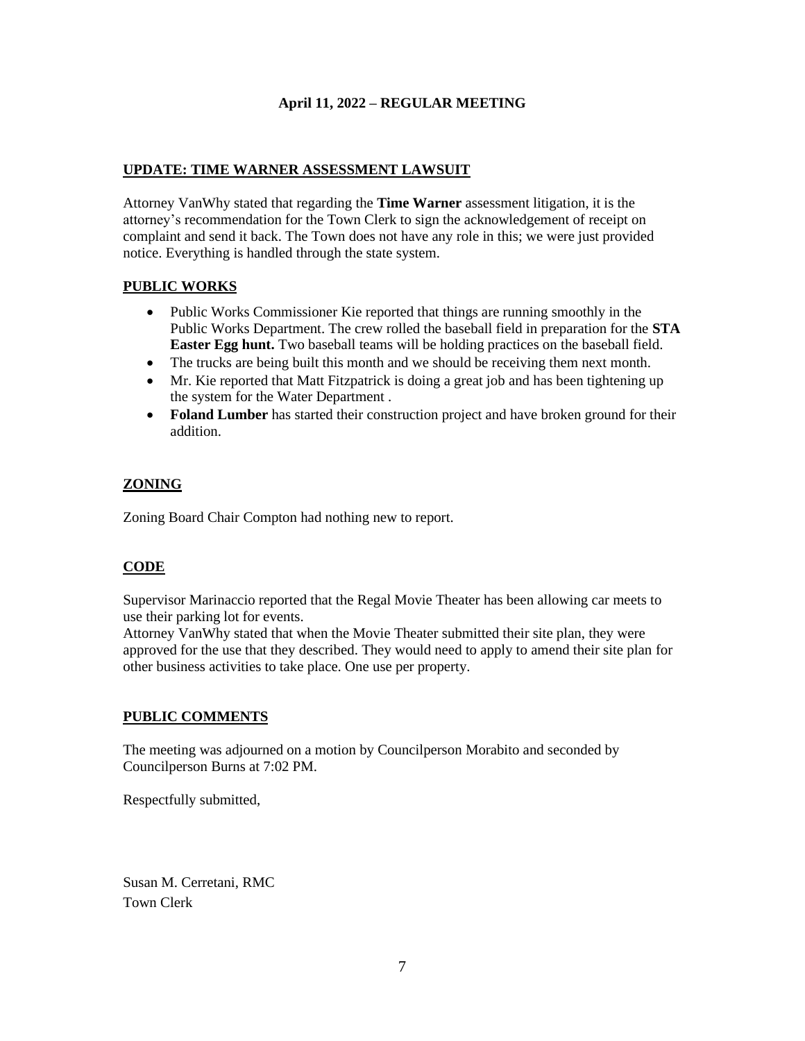**April 11, 2022 – REGULAR MEETING**

## UPDATE: TIME WARNER ASSESSMENT LAWSUIT

Attorney VanWhy stated that regarding the **Time Warner** assessment litigation, it is the attorney's recommendation for the Town Clerk to sign the acknowledgement of receipt on complaint and send it back. The Town does not have any role in this; we were just provided notice. Everything is handled through the state system.

## PUBLIC WORKS

- Public Works Commissioner Kie reported that things are running smoothly in the Public Works Department. The crew rolled the baseball field in preparation for the **STA Easter Egg hunt.** Two baseball teams will be holding practices on the baseball field.
- The trucks are being built this month and we should be receiving them next month.
- Mr. Kie reported that Matt Fitzpatrick is doing a great job and has been tightening up the system for the Water Department .
- **Foland Lumber** has started their construction project and have broken ground for their addition.

## ZONING

Zoning Board Chair Compton had nothing new to report.

## CODE

Supervisor Marinaccio reported that the Regal Movie Theater has been allowing car meets to use their parking lot for events.
Attorney VanWhy stated that when the Movie Theater submitted their site plan, they were approved for the use that they described. They would need to apply to amend their site plan for other business activities to take place. One use per property.

## PUBLIC COMMENTS

The meeting was adjourned on a motion by Councilperson Morabito and seconded by Councilperson Burns at 7:02 PM.

Respectfully submitted,

Susan M. Cerretani, RMC
Town Clerk